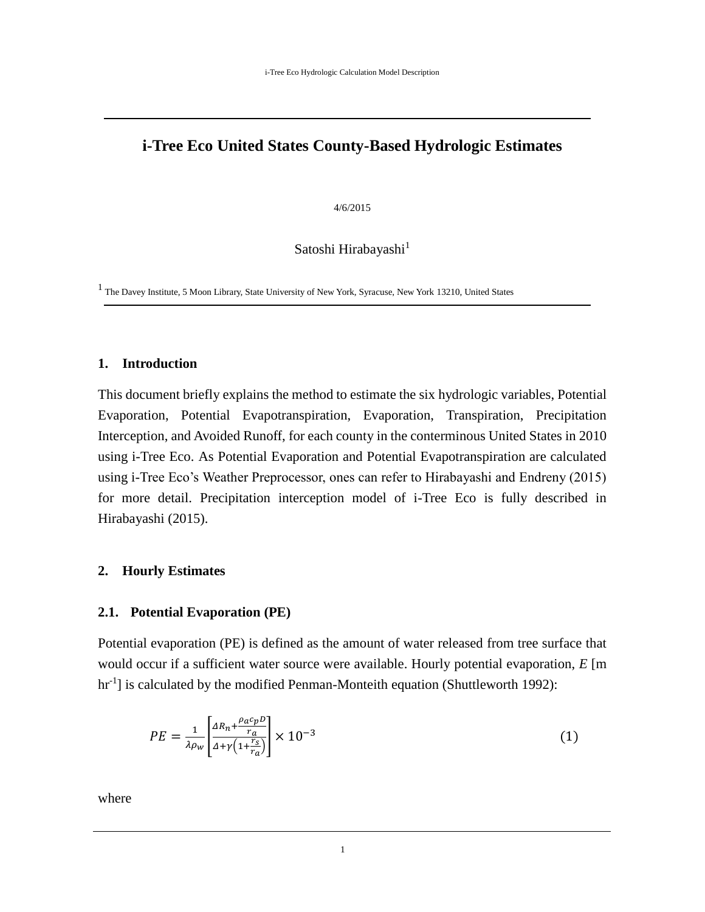# i-Tree Eco United States County-Based Hydrologic Estimates

4/6/2015

Satoshi Hirabayashi[1]

[1] The Davey Institute, 5 Moon Library, State University of New York, Syracuse, New York 13210, United States

## 1. Introduction

This document briefly explains the method to estimate the six hydrologic variables, Potential Evaporation, Potential Evapotranspiration, Evaporation, Transpiration, Precipitation Interception, and Avoided Runoff, for each county in the conterminous United States in 2010 using i-Tree Eco. As Potential Evaporation and Potential Evapotranspiration are calculated using i-Tree Eco's Weather Preprocessor, ones can refer to Hirabayashi and Endreny (2015) for more detail. Precipitation interception model of i-Tree Eco is fully described in Hirabayashi (2015).

## 2. Hourly Estimates

### 2.1. Potential Evaporation (PE)

Potential evaporation (PE) is defined as the amount of water released from tree surface that would occur if a sufficient water source were available. Hourly potential evaporation, *E* [m hr$^{-1}$] is calculated by the modified Penman-Monteith equation (Shuttleworth 1992):

$$PE = \frac{1}{\lambda \rho_w} \left[ \frac{\Delta R_n + \frac{\rho_a c_p D}{r_a}}{\Delta + \gamma \left( 1 + \frac{r_s}{r_a} \right)} \right] \times 10^{-3} \tag{1}$$

where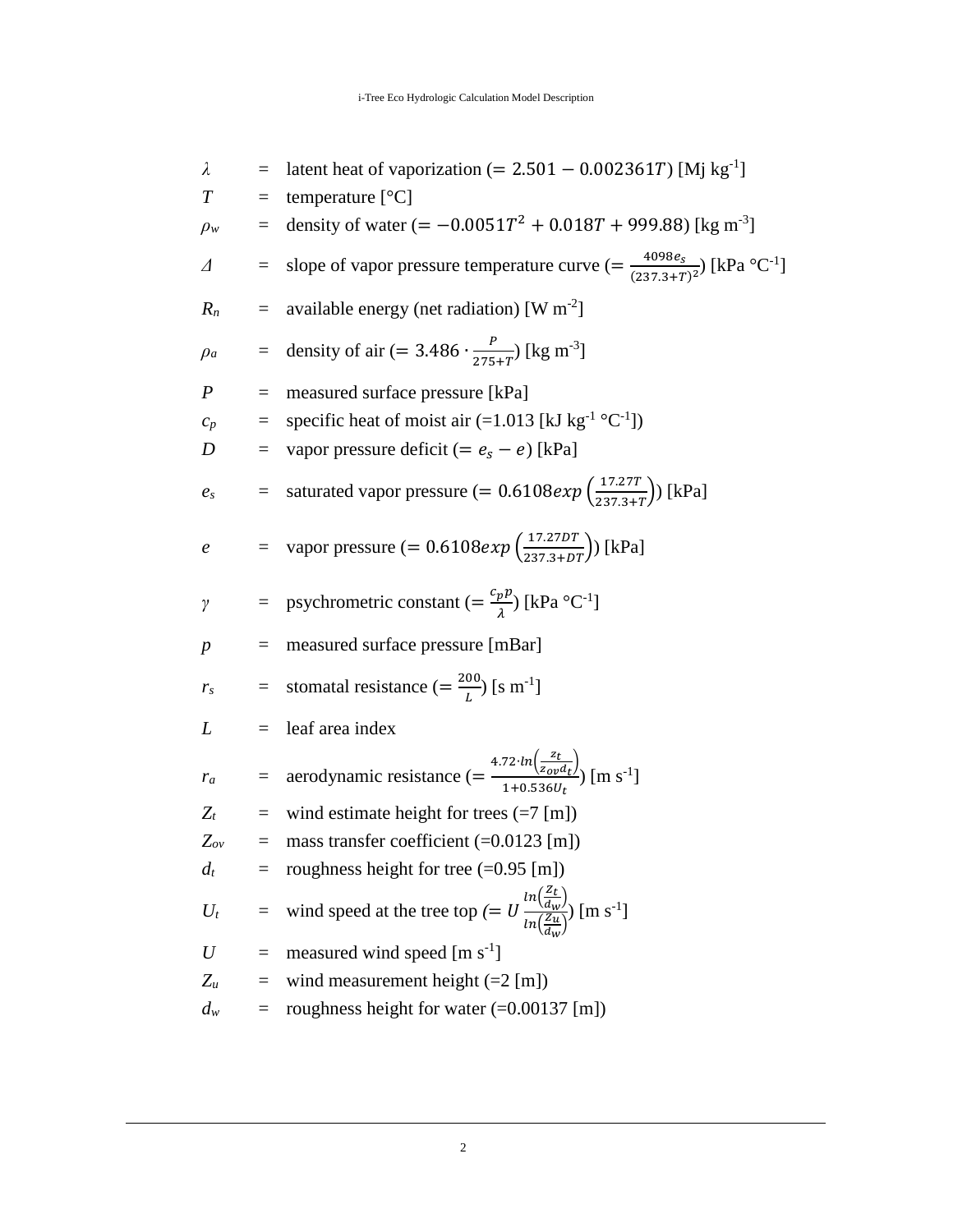$\lambda$ = latent heat of vaporization ($= 2.501 - 0.002361T$) [Mj kg$^{-1}$]

$T$ = temperature [°C]

$\rho_w$ = density of water ($= -0.0051T^2 + 0.018T + 999.88$) [kg m$^{-3}$]

$\Delta$ = slope of vapor pressure temperature curve ($= \frac{4098e_s}{(237.3+T)^2}$) [kPa °C$^{-1}$]

$R_n$ = available energy (net radiation) [W m$^{-2}$]

$\rho_a$ = density of air ($= 3.486 \cdot \frac{P}{275+T}$) [kg m$^{-3}$]

$P$ = measured surface pressure [kPa]

$c_p$ = specific heat of moist air (=1.013 [kJ kg$^{-1}$ °C$^{-1}$])

$D$ = vapor pressure deficit ($= e_s - e$) [kPa]

$e_s$ = saturated vapor pressure ($= 0.6108exp\left(\frac{17.27T}{237.3+T}\right)$) [kPa]

$e$ = vapor pressure ($= 0.6108exp\left(\frac{17.27DT}{237.3+DT}\right)$) [kPa]

$\gamma$ = psychrometric constant ($= \frac{c_p p}{\lambda}$) [kPa °C$^{-1}$]

$p$ = measured surface pressure [mBar]

$r_s$ = stomatal resistance ($= \frac{200}{L}$) [s m$^{-1}$]

$L$ = leaf area index

$r_a$ = aerodynamic resistance ($= \frac{4.72 \cdot ln\left(\frac{z_t}{z_{ov} d_t}\right)}{1+0.536U_t}$) [m s$^{-1}$]

$Z_t$ = wind estimate height for trees (=7 [m])

$Z_{ov}$ = mass transfer coefficient (=0.0123 [m])

$d_t$ = roughness height for tree (=0.95 [m])

$U_t$ = wind speed at the tree top ($= U \frac{ln\left(\frac{Z_t}{d_w}\right)}{ln\left(\frac{Z_u}{d_w}\right)}$) [m s$^{-1}$]

$U$ = measured wind speed [m s$^{-1}$]

$Z_u$ = wind measurement height (=2 [m])

$d_w$ = roughness height for water (=0.00137 [m])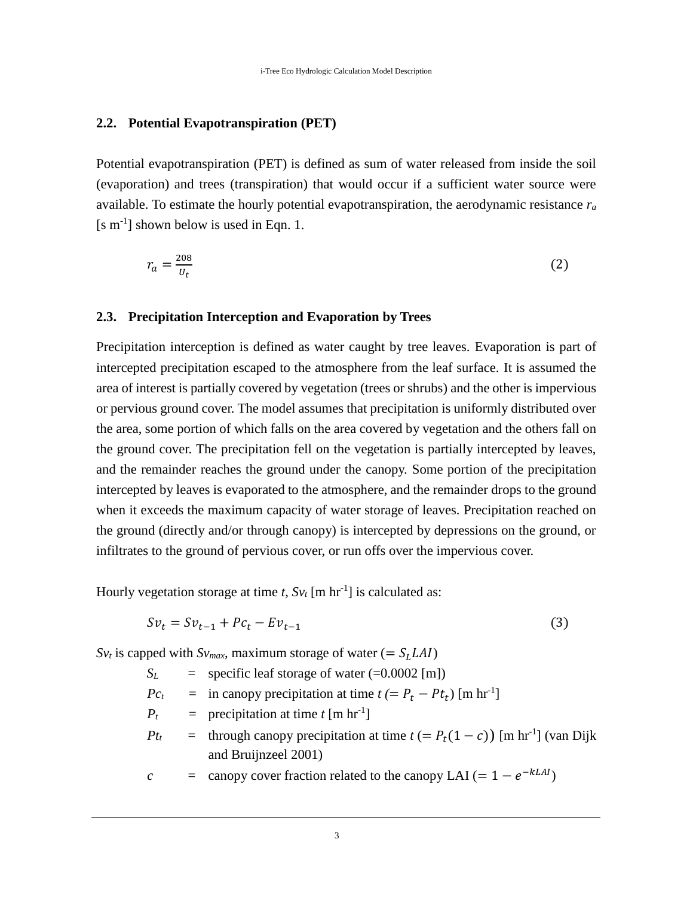## 2.2. Potential Evapotranspiration (PET)

Potential evapotranspiration (PET) is defined as sum of water released from inside the soil (evaporation) and trees (transpiration) that would occur if a sufficient water source were available. To estimate the hourly potential evapotranspiration, the aerodynamic resistance $r_a$ [s m$^{-1}$] shown below is used in Eqn. 1.

$$r_a = \frac{208}{U_t} \tag{2}$$

## 2.3. Precipitation Interception and Evaporation by Trees

Precipitation interception is defined as water caught by tree leaves. Evaporation is part of intercepted precipitation escaped to the atmosphere from the leaf surface. It is assumed the area of interest is partially covered by vegetation (trees or shrubs) and the other is impervious or pervious ground cover. The model assumes that precipitation is uniformly distributed over the area, some portion of which falls on the area covered by vegetation and the others fall on the ground cover. The precipitation fell on the vegetation is partially intercepted by leaves, and the remainder reaches the ground under the canopy. Some portion of the precipitation intercepted by leaves is evaporated to the atmosphere, and the remainder drops to the ground when it exceeds the maximum capacity of water storage of leaves. Precipitation reached on the ground (directly and/or through canopy) is intercepted by depressions on the ground, or infiltrates to the ground of pervious cover, or run offs over the impervious cover.

Hourly vegetation storage at time $t$, $Sv_t$ [m hr$^{-1}$] is calculated as:

$$Sv_t = Sv_{t-1} + Pc_t - Ev_{t-1} \tag{3}$$

$Sv_t$ is capped with $Sv_{max}$, maximum storage of water ($= S_L LAI$)

- $S_L$ = specific leaf storage of water (=0.0002 [m])
- $Pc_t$ = in canopy precipitation at time $t$ ($= P_t - Pt_t$) [m hr$^{-1}$]
- $P_t$ = precipitation at time $t$ [m hr$^{-1}$]
- $Pt_t$ = through canopy precipitation at time $t$ ($= P_t(1-c)$) [m hr$^{-1}$] (van Dijk and Bruijnzeel 2001)
- $c$ = canopy cover fraction related to the canopy LAI ($= 1 - e^{-kLAI}$)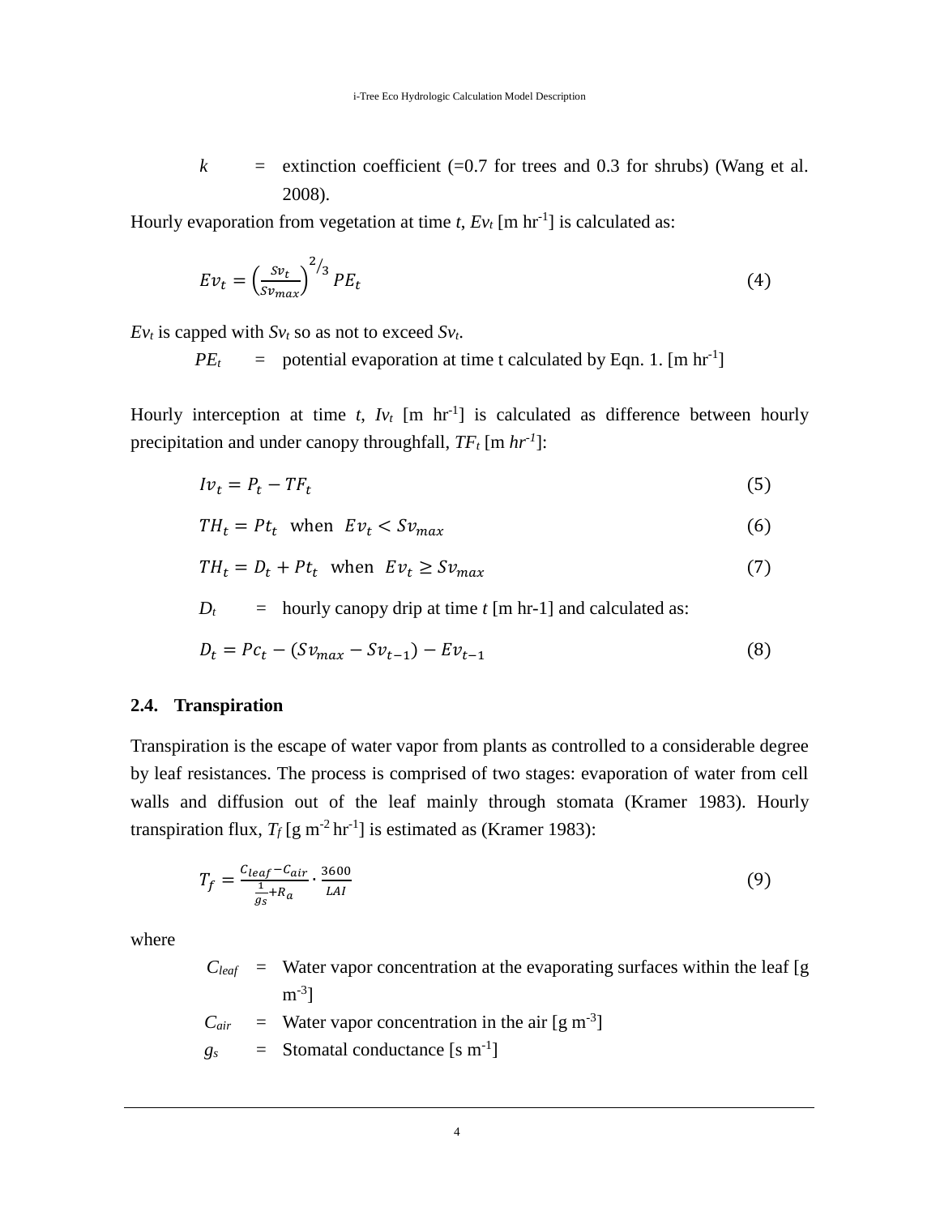$k$ = extinction coefficient (=0.7 for trees and 0.3 for shrubs) (Wang et al. 2008).

Hourly evaporation from vegetation at time *t*, $Ev_t$ [m hr$^{-1}$] is calculated as:

$$Ev_t = \left(\frac{Sv_t}{Sv_{max}}\right)^{2/3} PE_t \tag{4}$$

$Ev_t$ is capped with $Sv_t$ so as not to exceed $Sv_t$.

$PE_t$ = potential evaporation at time t calculated by Eqn. 1. [m hr$^{-1}$]

Hourly interception at time *t*, $Iv_t$ [m hr$^{-1}$] is calculated as difference between hourly precipitation and under canopy throughfall, $TF_t$ [m $hr^{-1}$]:

$$Iv_t = P_t - TF_t \tag{5}$$

$$TH_t = Pt_t \text{ when } Ev_t < Sv_{max} \tag{6}$$

$$TH_t = D_t + Pt_t \text{ when } Ev_t \geq Sv_{max} \tag{7}$$

$D_t$ = hourly canopy drip at time *t* [m hr-1] and calculated as:

$$D_t = Pc_t - (Sv_{max} - Sv_{t-1}) - Ev_{t-1} \tag{8}$$

### 2.4. Transpiration

Transpiration is the escape of water vapor from plants as controlled to a considerable degree by leaf resistances. The process is comprised of two stages: evaporation of water from cell walls and diffusion out of the leaf mainly through stomata (Kramer 1983). Hourly transpiration flux, $T_f$ [g m$^{-2}$ hr$^{-1}$] is estimated as (Kramer 1983):

$$T_f = \frac{C_{leaf} - C_{air}}{\frac{1}{g_s} + R_a} \cdot \frac{3600}{LAI} \tag{9}$$

where

$C_{leaf}$ = Water vapor concentration at the evaporating surfaces within the leaf [g m$^{-3}$]

$C_{air}$ = Water vapor concentration in the air [g m$^{-3}$]

$g_s$ = Stomatal conductance [s m$^{-1}$]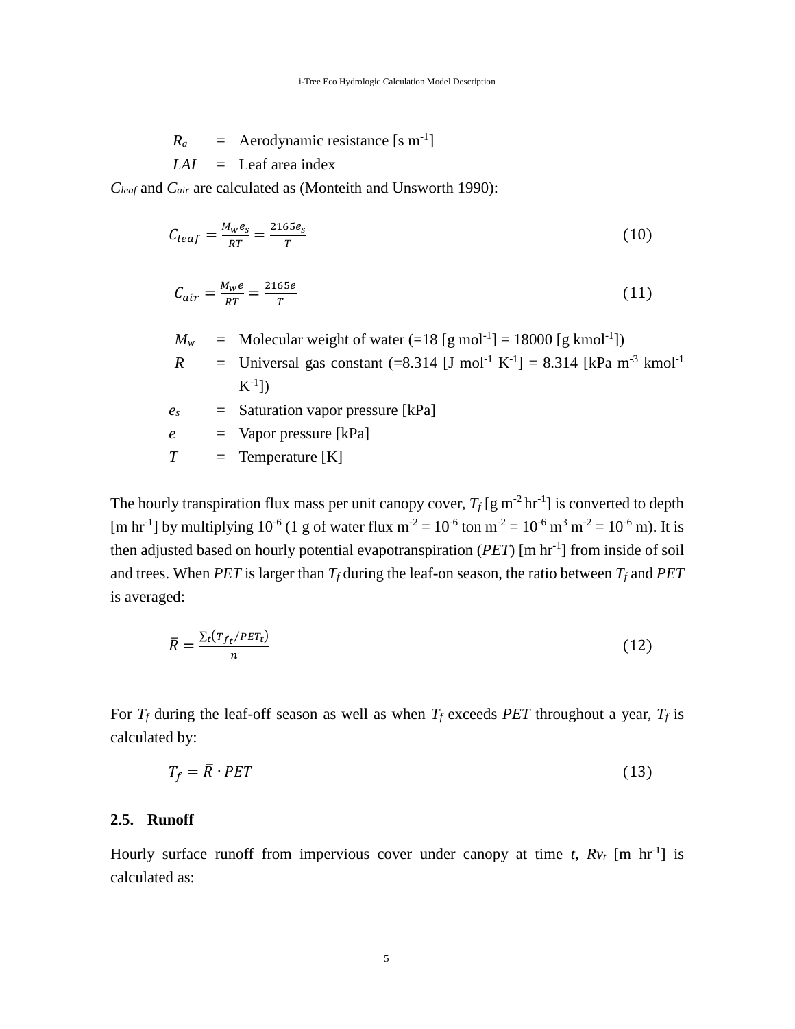$R_a$ = Aerodynamic resistance [s m$^{-1}$]

$LAI$ = Leaf area index

$C_{leaf}$ and $C_{air}$ are calculated as (Monteith and Unsworth 1990):

$$C_{leaf} = \frac{M_w e_s}{RT} = \frac{2165 e_s}{T} \tag{10}$$

$$C_{air} = \frac{M_w e}{RT} = \frac{2165 e}{T} \tag{11}$$

$M_w$ = Molecular weight of water (=18 [g mol$^{-1}$] = 18000 [g kmol$^{-1}$])

$R$ = Universal gas constant (=8.314 [J mol$^{-1}$ K$^{-1}$] = 8.314 [kPa m$^{-3}$ kmol$^{-1}$ K$^{-1}$])

$e_s$ = Saturation vapor pressure [kPa]

$e$ = Vapor pressure [kPa]

$T$ = Temperature [K]

The hourly transpiration flux mass per unit canopy cover, $T_f$ [g m$^{-2}$ hr$^{-1}$] is converted to depth [m hr$^{-1}$] by multiplying $10^{-6}$ (1 g of water flux m$^{-2}$ = $10^{-6}$ ton m$^{-2}$ = $10^{-6}$ m$^3$ m$^{-2}$ = $10^{-6}$ m). It is then adjusted based on hourly potential evapotranspiration ($PET$) [m hr$^{-1}$] from inside of soil and trees. When $PET$ is larger than $T_f$ during the leaf-on season, the ratio between $T_f$ and $PET$ is averaged:

$$\bar{R} = \frac{\sum_t (T_{f_t} / PET_t)}{n} \tag{12}$$

For $T_f$ during the leaf-off season as well as when $T_f$ exceeds $PET$ throughout a year, $T_f$ is calculated by:

$$T_f = \bar{R} \cdot PET \tag{13}$$

### 2.5. Runoff

Hourly surface runoff from impervious cover under canopy at time $t$, $Rv_t$ [m hr$^{-1}$] is calculated as: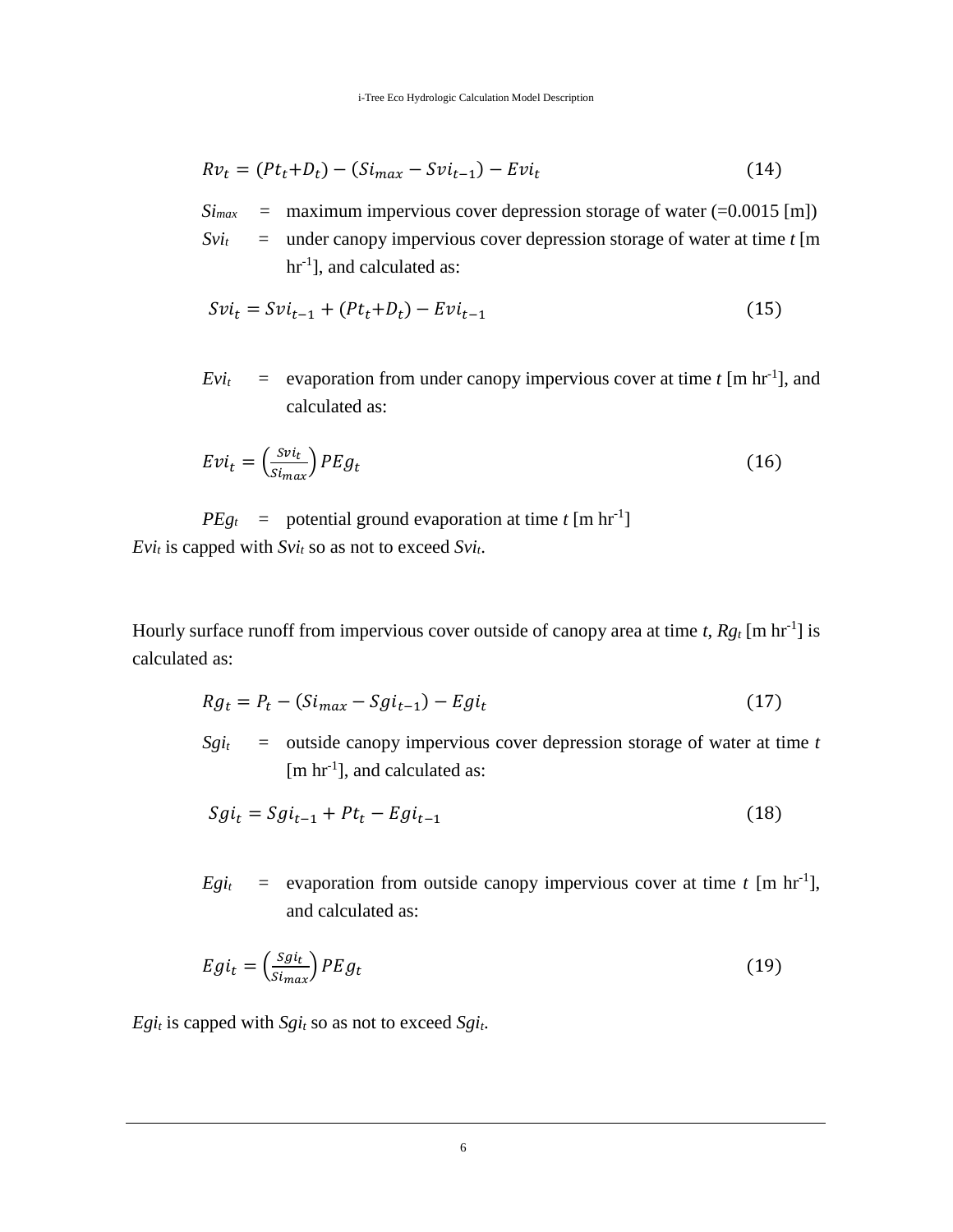$$Rv_t = (Pt_t + D_t) - (Si_{max} - Svi_{t-1}) - Evi_t \tag{14}$$

$Si_{max}$ = maximum impervious cover depression storage of water (=0.0015 [m])

$Svi_t$ = under canopy impervious cover depression storage of water at time *t* [m hr$^{-1}$], and calculated as:

$$Svi_t = Svi_{t-1} + (Pt_t + D_t) - Evi_{t-1} \tag{15}$$

$Evi_t$ = evaporation from under canopy impervious cover at time *t* [m hr$^{-1}$], and calculated as:

$$Evi_t = \left(\frac{Svi_t}{Si_{max}}\right) PEg_t \tag{16}$$

$PEg_t$ = potential ground evaporation at time *t* [m hr$^{-1}$]

$Evi_t$ is capped with $Svi_t$ so as not to exceed $Svi_t$.

Hourly surface runoff from impervious cover outside of canopy area at time *t*, $Rg_t$ [m hr$^{-1}$] is calculated as:

$$Rg_t = P_t - (Si_{max} - Sgi_{t-1}) - Egi_t \tag{17}$$

$Sgi_t$ = outside canopy impervious cover depression storage of water at time *t* [m hr$^{-1}$], and calculated as:

$$Sgi_t = Sgi_{t-1} + Pt_t - Egi_{t-1} \tag{18}$$

$Egi_t$ = evaporation from outside canopy impervious cover at time *t* [m hr$^{-1}$], and calculated as:

$$Egi_t = \left(\frac{Sgi_t}{Si_{max}}\right) PEg_t \tag{19}$$

$Egi_t$ is capped with $Sgi_t$ so as not to exceed $Sgi_t$.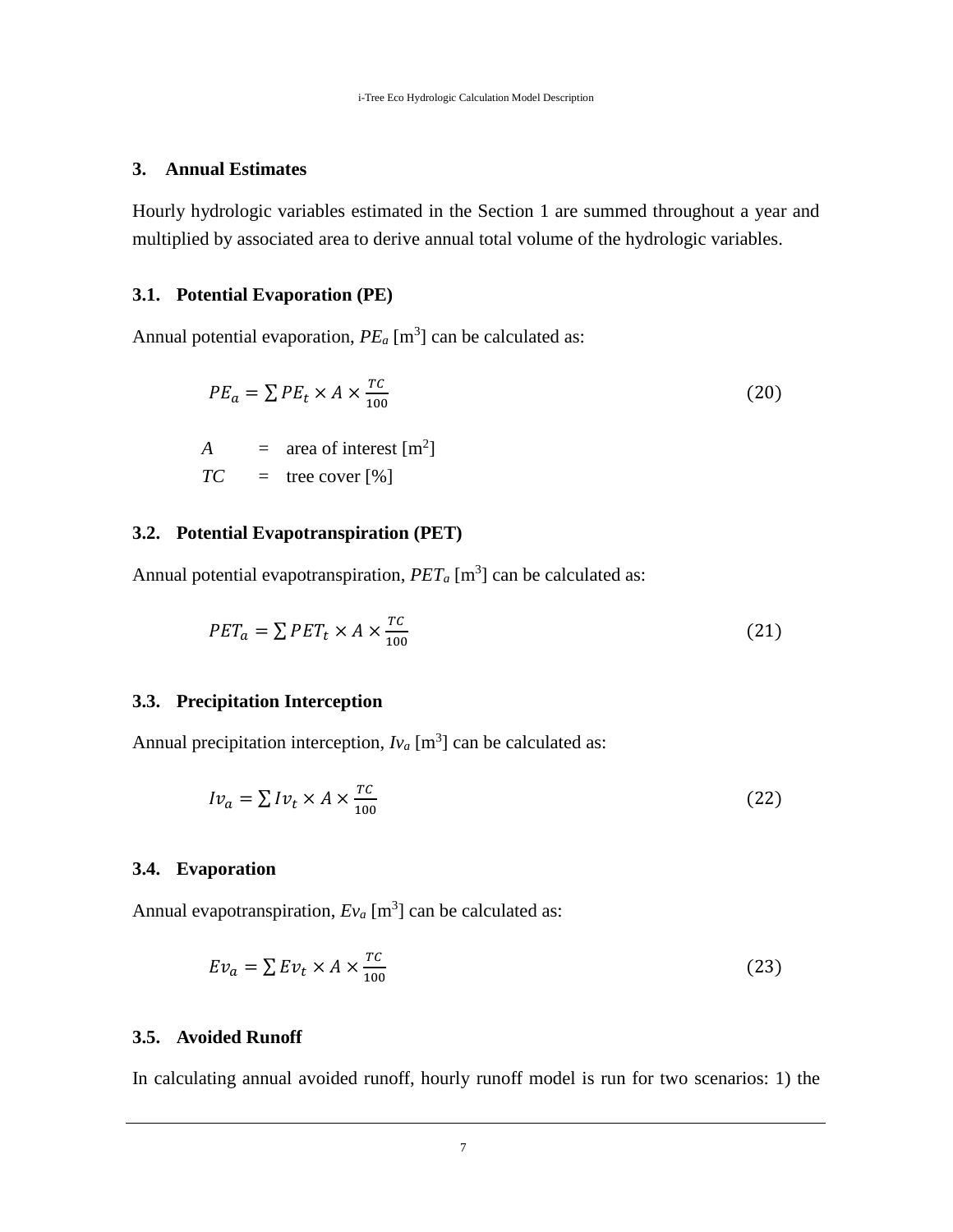## 3. Annual Estimates

Hourly hydrologic variables estimated in the Section 1 are summed throughout a year and multiplied by associated area to derive annual total volume of the hydrologic variables.

### 3.1. Potential Evaporation (PE)

Annual potential evaporation, $PE_a$ [m$^3$] can be calculated as:

$$PE_a = \sum PE_t \times A \times \frac{TC}{100} \tag{20}$$

$A$ = area of interest [m$^2$]
$TC$ = tree cover [%]

### 3.2. Potential Evapotranspiration (PET)

Annual potential evapotranspiration, $PET_a$ [m$^3$] can be calculated as:

$$PET_a = \sum PET_t \times A \times \frac{TC}{100} \tag{21}$$

### 3.3. Precipitation Interception

Annual precipitation interception, $Iv_a$ [m$^3$] can be calculated as:

$$Iv_a = \sum Iv_t \times A \times \frac{TC}{100} \tag{22}$$

### 3.4. Evaporation

Annual evapotranspiration, $Ev_a$ [m$^3$] can be calculated as:

$$Ev_a = \sum Ev_t \times A \times \frac{TC}{100} \tag{23}$$

### 3.5. Avoided Runoff

In calculating annual avoided runoff, hourly runoff model is run for two scenarios: 1) the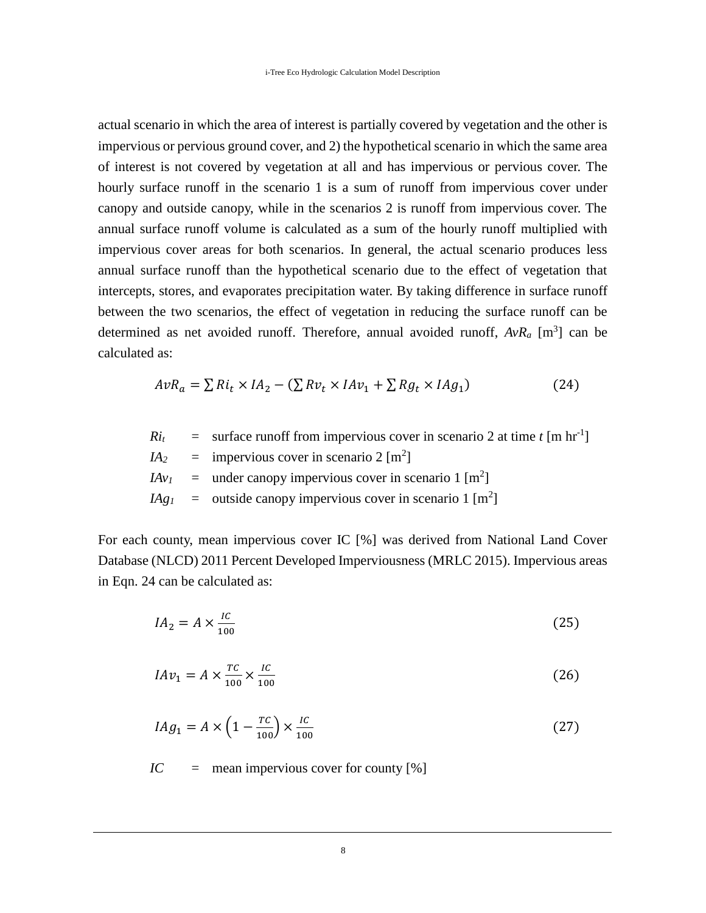actual scenario in which the area of interest is partially covered by vegetation and the other is impervious or pervious ground cover, and 2) the hypothetical scenario in which the same area of interest is not covered by vegetation at all and has impervious or pervious cover. The hourly surface runoff in the scenario 1 is a sum of runoff from impervious cover under canopy and outside canopy, while in the scenarios 2 is runoff from impervious cover. The annual surface runoff volume is calculated as a sum of the hourly runoff multiplied with impervious cover areas for both scenarios. In general, the actual scenario produces less annual surface runoff than the hypothetical scenario due to the effect of vegetation that intercepts, stores, and evaporates precipitation water. By taking difference in surface runoff between the two scenarios, the effect of vegetation in reducing the surface runoff can be determined as net avoided runoff. Therefore, annual avoided runoff, $AvR_a$ [m$^3$] can be calculated as:

$$AvR_a = \sum Ri_t \times IA_2 - \left(\sum Rv_t \times IAv_1 + \sum Rg_t \times IAg_1\right) \tag{24}$$

$Ri_t$ = surface runoff from impervious cover in scenario 2 at time $t$ [m hr$^{-1}$]
$IA_2$ = impervious cover in scenario 2 [m$^2$]
$IAv_1$ = under canopy impervious cover in scenario 1 [m$^2$]
$IAg_1$ = outside canopy impervious cover in scenario 1 [m$^2$]

For each county, mean impervious cover IC [%] was derived from National Land Cover Database (NLCD) 2011 Percent Developed Imperviousness (MRLC 2015). Impervious areas in Eqn. 24 can be calculated as:

$$IA_2 = A \times \frac{IC}{100} \tag{25}$$

$$IAv_1 = A \times \frac{TC}{100} \times \frac{IC}{100} \tag{26}$$

$$IAg_1 = A \times \left(1 - \frac{TC}{100}\right) \times \frac{IC}{100} \tag{27}$$

$IC$ = mean impervious cover for county [%]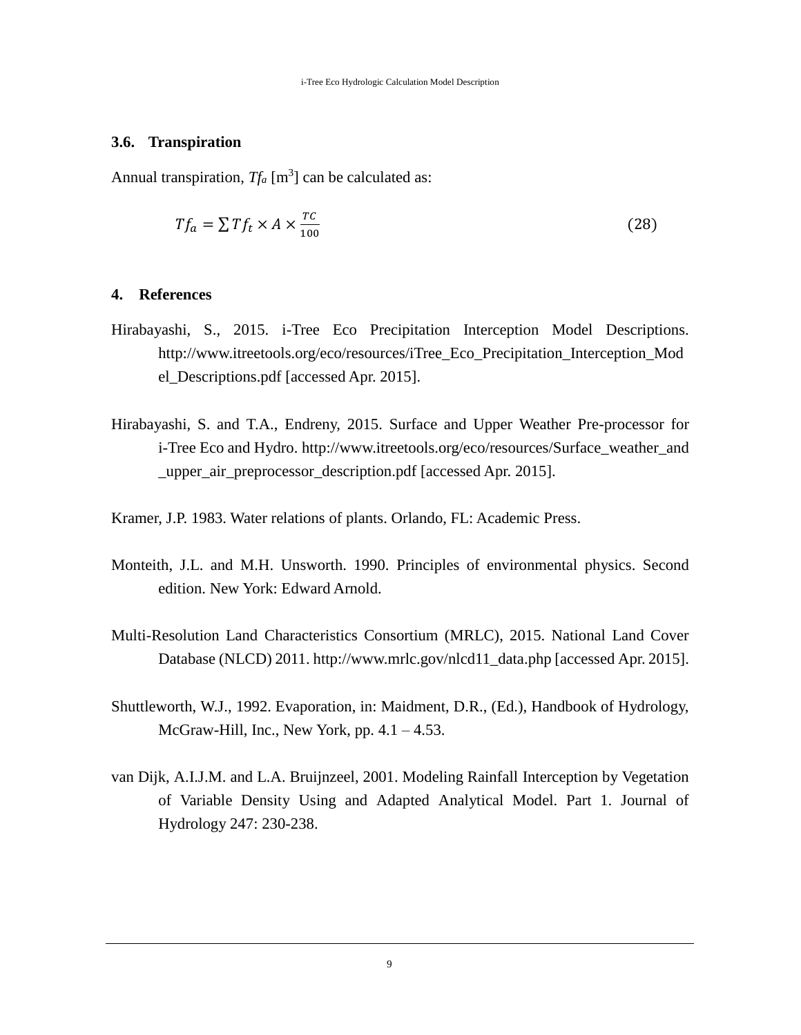### 3.6. Transpiration

Annual transpiration, $Tf_a$ [m$^3$] can be calculated as:

$$Tf_a = \sum Tf_t \times A \times \frac{TC}{100} \tag{28}$$

## 4. References

Hirabayashi, S., 2015. i-Tree Eco Precipitation Interception Model Descriptions. http://www.itreetools.org/eco/resources/iTree_Eco_Precipitation_Interception_Model_Descriptions.pdf [accessed Apr. 2015].

Hirabayashi, S. and T.A., Endreny, 2015. Surface and Upper Weather Pre-processor for i-Tree Eco and Hydro. http://www.itreetools.org/eco/resources/Surface_weather_and_upper_air_preprocessor_description.pdf [accessed Apr. 2015].

Kramer, J.P. 1983. Water relations of plants. Orlando, FL: Academic Press.

Monteith, J.L. and M.H. Unsworth. 1990. Principles of environmental physics. Second edition. New York: Edward Arnold.

Multi-Resolution Land Characteristics Consortium (MRLC), 2015. National Land Cover Database (NLCD) 2011. http://www.mrlc.gov/nlcd11_data.php [accessed Apr. 2015].

Shuttleworth, W.J., 1992. Evaporation, in: Maidment, D.R., (Ed.), Handbook of Hydrology, McGraw-Hill, Inc., New York, pp. 4.1 – 4.53.

van Dijk, A.I.J.M. and L.A. Bruijnzeel, 2001. Modeling Rainfall Interception by Vegetation of Variable Density Using and Adapted Analytical Model. Part 1. Journal of Hydrology 247: 230-238.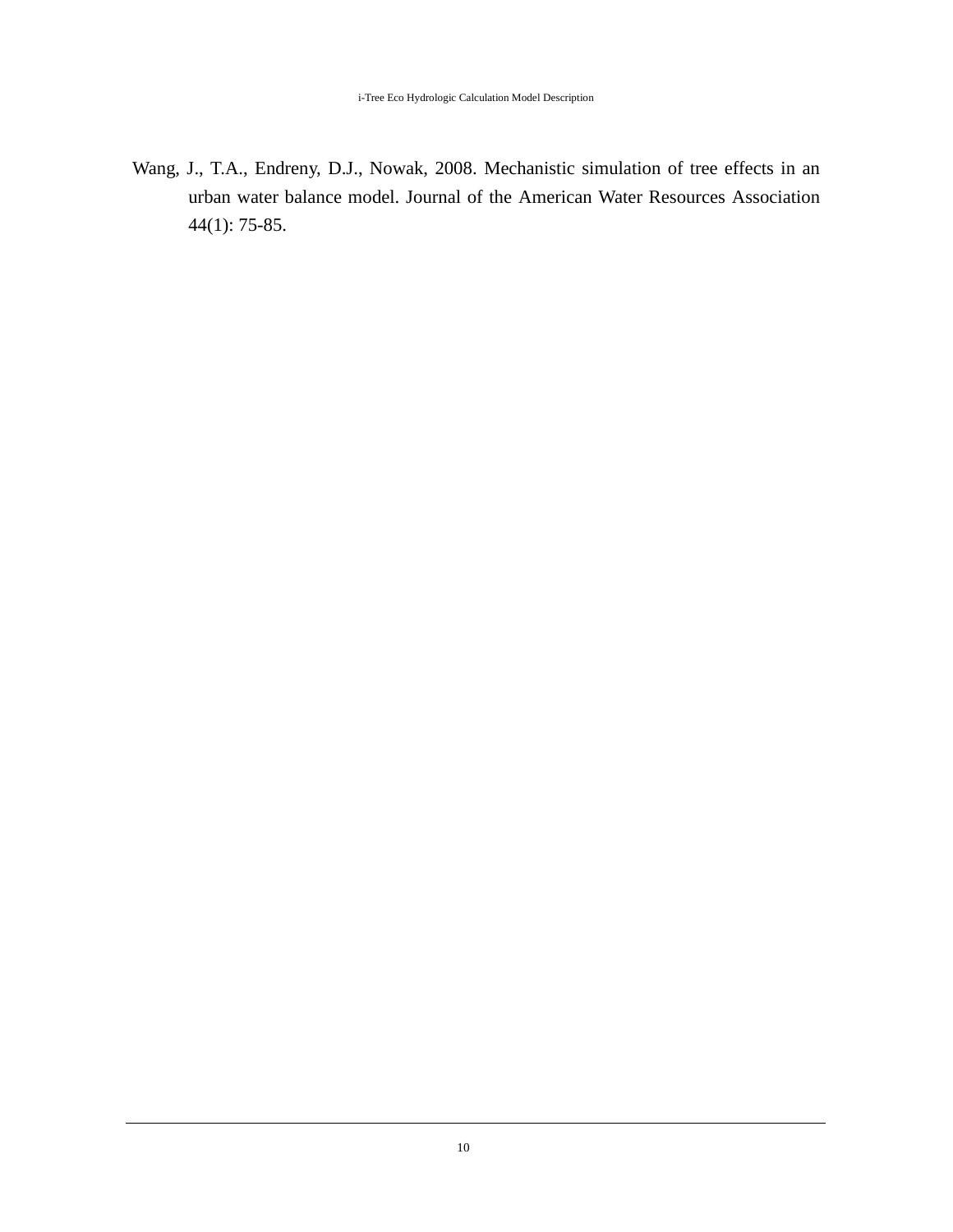Wang, J., T.A., Endreny, D.J., Nowak, 2008. Mechanistic simulation of tree effects in an urban water balance model. Journal of the American Water Resources Association 44(1): 75-85.